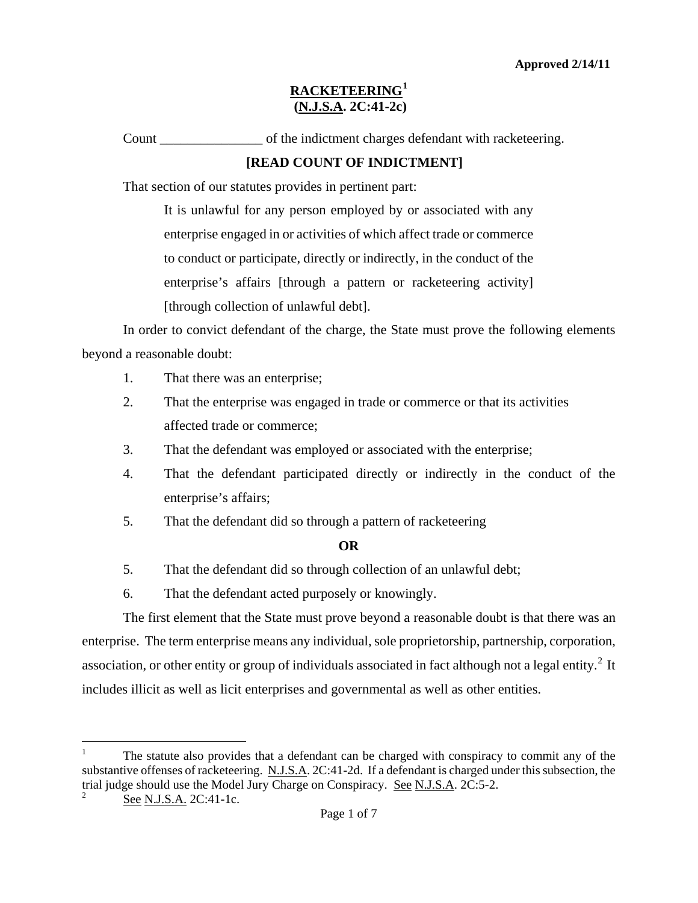**Approved 2/14/11**

# RACKETEERING[1] (N.J.S.A. 2C:41-2c)

Count _______________ of the indictment charges defendant with racketeering.

**[READ COUNT OF INDICTMENT]**

That section of our statutes provides in pertinent part:

> It is unlawful for any person employed by or associated with any enterprise engaged in or activities of which affect trade or commerce to conduct or participate, directly or indirectly, in the conduct of the enterprise's affairs [through a pattern or racketeering activity] [through collection of unlawful debt].

In order to convict defendant of the charge, the State must prove the following elements beyond a reasonable doubt:

1. That there was an enterprise;
2. That the enterprise was engaged in trade or commerce or that its activities affected trade or commerce;
3. That the defendant was employed or associated with the enterprise;
4. That the defendant participated directly or indirectly in the conduct of the enterprise's affairs;
5. That the defendant did so through a pattern of racketeering

**OR**

5. That the defendant did so through collection of an unlawful debt;
6. That the defendant acted purposely or knowingly.

The first element that the State must prove beyond a reasonable doubt is that there was an enterprise. The term enterprise means any individual, sole proprietorship, partnership, corporation, association, or other entity or group of individuals associated in fact although not a legal entity.[2] It includes illicit as well as licit enterprises and governmental as well as other entities.

---

[1] The statute also provides that a defendant can be charged with conspiracy to commit any of the substantive offenses of racketeering. N.J.S.A. 2C:41-2d. If a defendant is charged under this subsection, the trial judge should use the Model Jury Charge on Conspiracy. See N.J.S.A. 2C:5-2.

[2] See N.J.S.A. 2C:41-1c.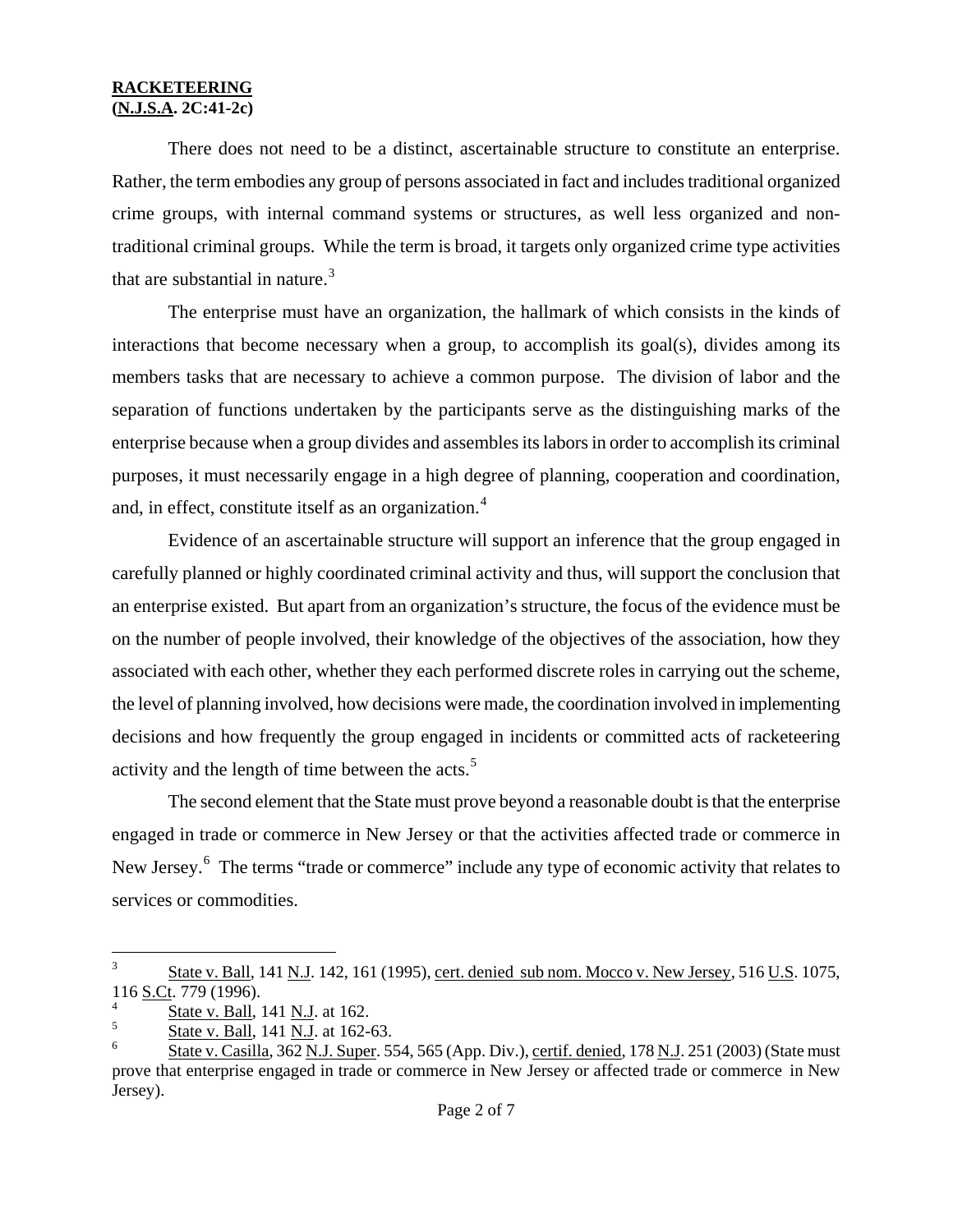**RACKETEERING**
**(N.J.S.A. 2C:41-2c)**

There does not need to be a distinct, ascertainable structure to constitute an enterprise. Rather, the term embodies any group of persons associated in fact and includes traditional organized crime groups, with internal command systems or structures, as well less organized and non-traditional criminal groups. While the term is broad, it targets only organized crime type activities that are substantial in nature.[3]

The enterprise must have an organization, the hallmark of which consists in the kinds of interactions that become necessary when a group, to accomplish its goal(s), divides among its members tasks that are necessary to achieve a common purpose. The division of labor and the separation of functions undertaken by the participants serve as the distinguishing marks of the enterprise because when a group divides and assembles its labors in order to accomplish its criminal purposes, it must necessarily engage in a high degree of planning, cooperation and coordination, and, in effect, constitute itself as an organization.[4]

Evidence of an ascertainable structure will support an inference that the group engaged in carefully planned or highly coordinated criminal activity and thus, will support the conclusion that an enterprise existed. But apart from an organization's structure, the focus of the evidence must be on the number of people involved, their knowledge of the objectives of the association, how they associated with each other, whether they each performed discrete roles in carrying out the scheme, the level of planning involved, how decisions were made, the coordination involved in implementing decisions and how frequently the group engaged in incidents or committed acts of racketeering activity and the length of time between the acts.[5]

The second element that the State must prove beyond a reasonable doubt is that the enterprise engaged in trade or commerce in New Jersey or that the activities affected trade or commerce in New Jersey.[6] The terms "trade or commerce" include any type of economic activity that relates to services or commodities.

---

[3] State v. Ball, 141 N.J. 142, 161 (1995), cert. denied sub nom. Mocco v. New Jersey, 516 U.S. 1075, 116 S.Ct. 779 (1996).

[4] State v. Ball, 141 N.J. at 162.

[5] State v. Ball, 141 N.J. at 162-63.

[6] State v. Casilla, 362 N.J. Super. 554, 565 (App. Div.), certif. denied, 178 N.J. 251 (2003) (State must prove that enterprise engaged in trade or commerce in New Jersey or affected trade or commerce in New Jersey).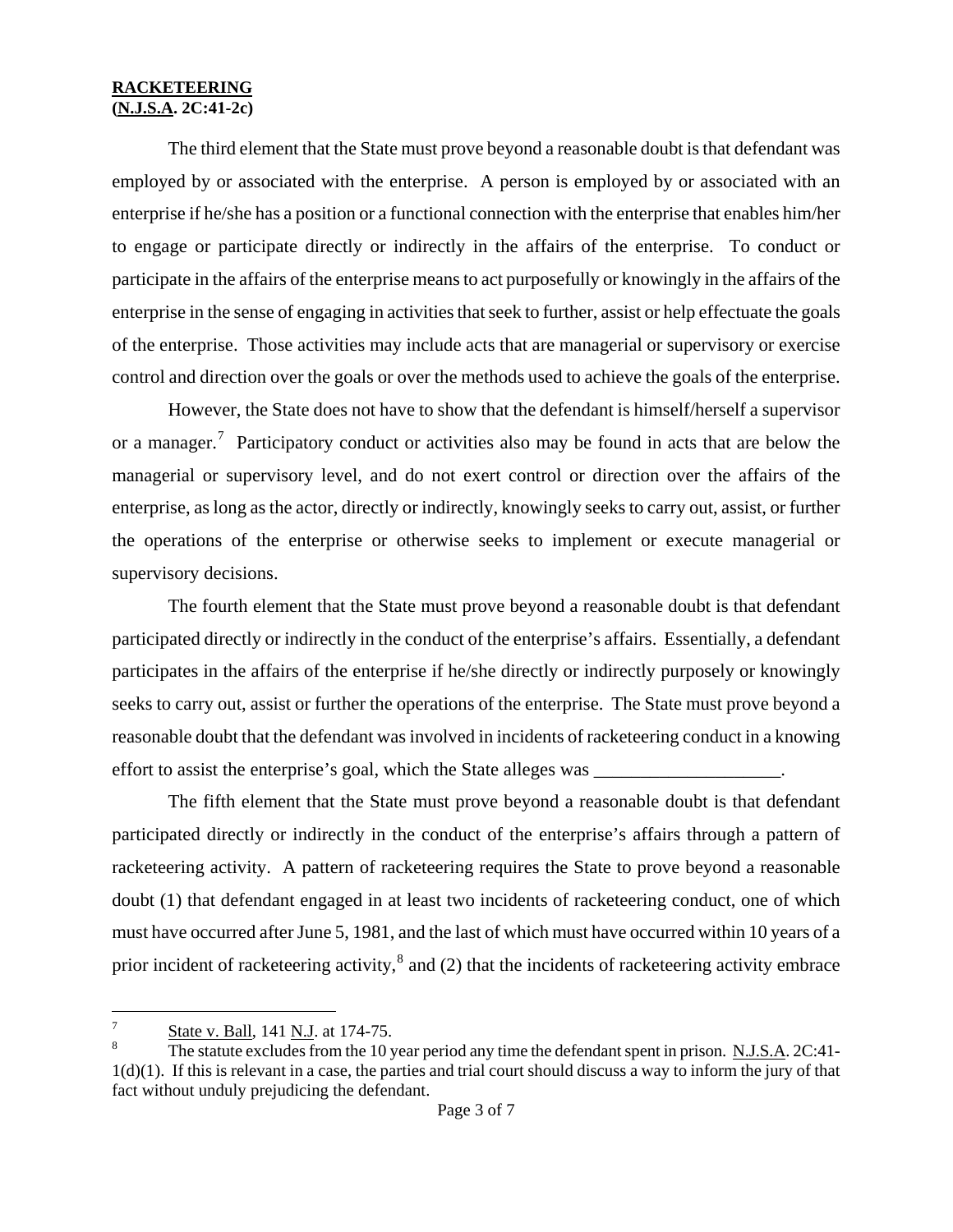**RACKETEERING**
**(N.J.S.A. 2C:41-2c)**

The third element that the State must prove beyond a reasonable doubt is that defendant was employed by or associated with the enterprise. A person is employed by or associated with an enterprise if he/she has a position or a functional connection with the enterprise that enables him/her to engage or participate directly or indirectly in the affairs of the enterprise. To conduct or participate in the affairs of the enterprise means to act purposefully or knowingly in the affairs of the enterprise in the sense of engaging in activities that seek to further, assist or help effectuate the goals of the enterprise. Those activities may include acts that are managerial or supervisory or exercise control and direction over the goals or over the methods used to achieve the goals of the enterprise.

However, the State does not have to show that the defendant is himself/herself a supervisor or a manager.[7] Participatory conduct or activities also may be found in acts that are below the managerial or supervisory level, and do not exert control or direction over the affairs of the enterprise, as long as the actor, directly or indirectly, knowingly seeks to carry out, assist, or further the operations of the enterprise or otherwise seeks to implement or execute managerial or supervisory decisions.

The fourth element that the State must prove beyond a reasonable doubt is that defendant participated directly or indirectly in the conduct of the enterprise's affairs. Essentially, a defendant participates in the affairs of the enterprise if he/she directly or indirectly purposely or knowingly seeks to carry out, assist or further the operations of the enterprise. The State must prove beyond a reasonable doubt that the defendant was involved in incidents of racketeering conduct in a knowing effort to assist the enterprise's goal, which the State alleges was ____________________.

The fifth element that the State must prove beyond a reasonable doubt is that defendant participated directly or indirectly in the conduct of the enterprise's affairs through a pattern of racketeering activity. A pattern of racketeering requires the State to prove beyond a reasonable doubt (1) that defendant engaged in at least two incidents of racketeering conduct, one of which must have occurred after June 5, 1981, and the last of which must have occurred within 10 years of a prior incident of racketeering activity,[8] and (2) that the incidents of racketeering activity embrace

---

[7] State v. Ball, 141 N.J. at 174-75.

[8] The statute excludes from the 10 year period any time the defendant spent in prison. N.J.S.A. 2C:41-1(d)(1). If this is relevant in a case, the parties and trial court should discuss a way to inform the jury of that fact without unduly prejudicing the defendant.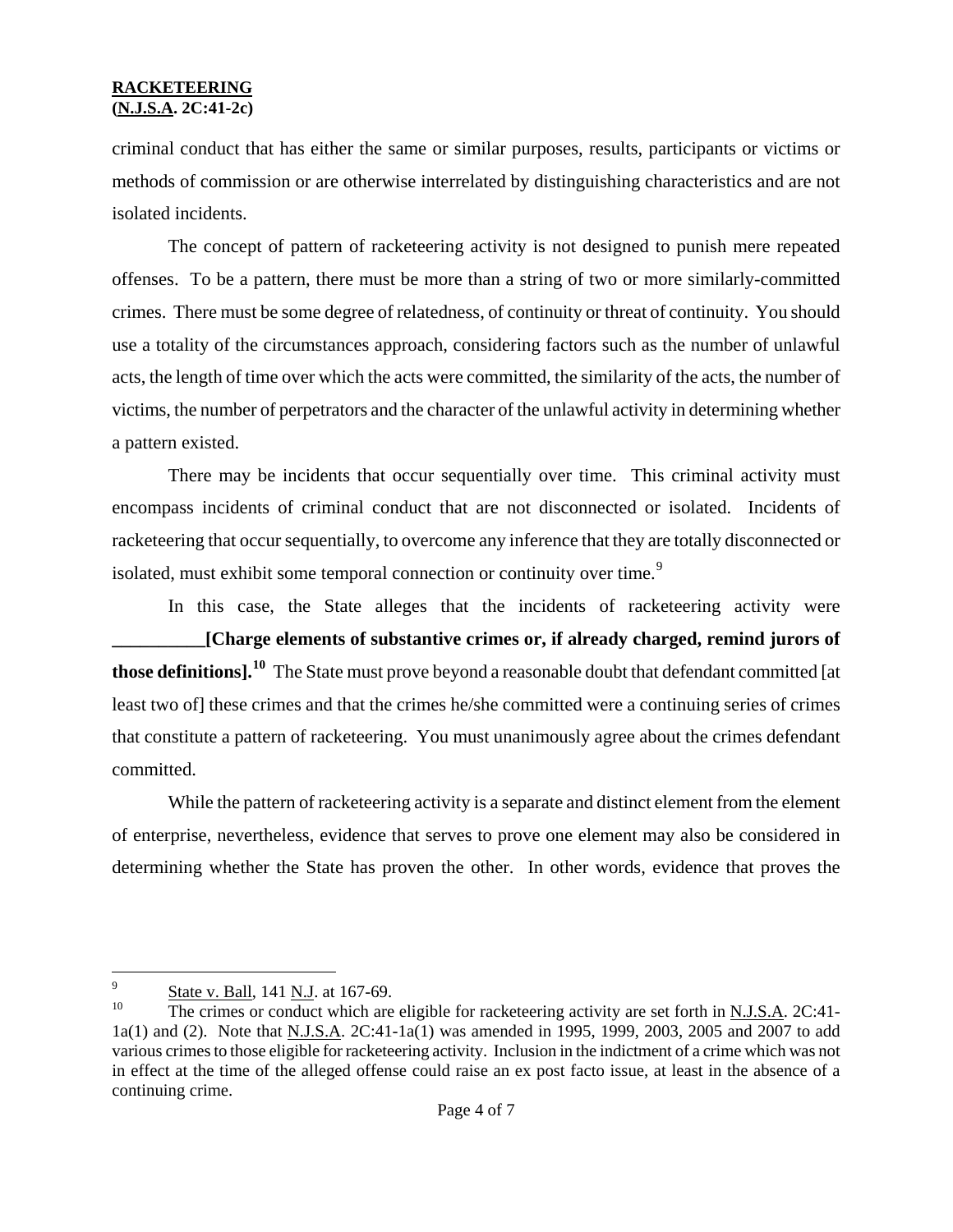criminal conduct that has either the same or similar purposes, results, participants or victims or methods of commission or are otherwise interrelated by distinguishing characteristics and are not isolated incidents.

The concept of pattern of racketeering activity is not designed to punish mere repeated offenses. To be a pattern, there must be more than a string of two or more similarly-committed crimes. There must be some degree of relatedness, of continuity or threat of continuity. You should use a totality of the circumstances approach, considering factors such as the number of unlawful acts, the length of time over which the acts were committed, the similarity of the acts, the number of victims, the number of perpetrators and the character of the unlawful activity in determining whether a pattern existed.

There may be incidents that occur sequentially over time. This criminal activity must encompass incidents of criminal conduct that are not disconnected or isolated. Incidents of racketeering that occur sequentially, to overcome any inference that they are totally disconnected or isolated, must exhibit some temporal connection or continuity over time.[9]

In this case, the State alleges that the incidents of racketeering activity were **__________[Charge elements of substantive crimes or, if already charged, remind jurors of those definitions].[10]** The State must prove beyond a reasonable doubt that defendant committed [at least two of] these crimes and that the crimes he/she committed were a continuing series of crimes that constitute a pattern of racketeering. You must unanimously agree about the crimes defendant committed.

While the pattern of racketeering activity is a separate and distinct element from the element of enterprise, nevertheless, evidence that serves to prove one element may also be considered in determining whether the State has proven the other. In other words, evidence that proves the

---

[9] State v. Ball, 141 N.J. at 167-69.

[10] The crimes or conduct which are eligible for racketeering activity are set forth in N.J.S.A. 2C:41-1a(1) and (2). Note that N.J.S.A. 2C:41-1a(1) was amended in 1995, 1999, 2003, 2005 and 2007 to add various crimes to those eligible for racketeering activity. Inclusion in the indictment of a crime which was not in effect at the time of the alleged offense could raise an ex post facto issue, at least in the absence of a continuing crime.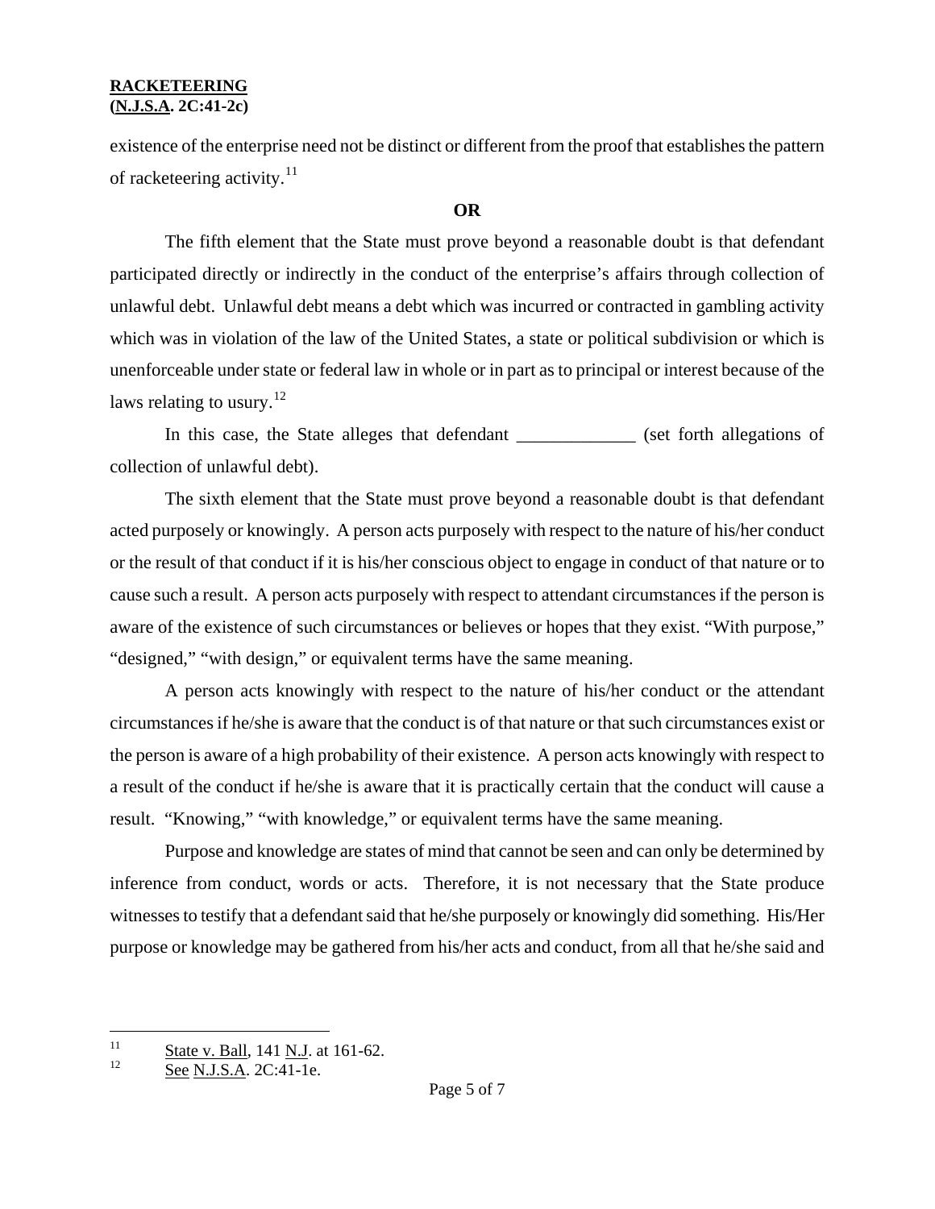existence of the enterprise need not be distinct or different from the proof that establishes the pattern of racketeering activity.[11]

**OR**

The fifth element that the State must prove beyond a reasonable doubt is that defendant participated directly or indirectly in the conduct of the enterprise's affairs through collection of unlawful debt. Unlawful debt means a debt which was incurred or contracted in gambling activity which was in violation of the law of the United States, a state or political subdivision or which is unenforceable under state or federal law in whole or in part as to principal or interest because of the laws relating to usury.[12]

In this case, the State alleges that defendant _____________ (set forth allegations of collection of unlawful debt).

The sixth element that the State must prove beyond a reasonable doubt is that defendant acted purposely or knowingly. A person acts purposely with respect to the nature of his/her conduct or the result of that conduct if it is his/her conscious object to engage in conduct of that nature or to cause such a result. A person acts purposely with respect to attendant circumstances if the person is aware of the existence of such circumstances or believes or hopes that they exist. "With purpose," "designed," "with design," or equivalent terms have the same meaning.

A person acts knowingly with respect to the nature of his/her conduct or the attendant circumstances if he/she is aware that the conduct is of that nature or that such circumstances exist or the person is aware of a high probability of their existence. A person acts knowingly with respect to a result of the conduct if he/she is aware that it is practically certain that the conduct will cause a result. "Knowing," "with knowledge," or equivalent terms have the same meaning.

Purpose and knowledge are states of mind that cannot be seen and can only be determined by inference from conduct, words or acts. Therefore, it is not necessary that the State produce witnesses to testify that a defendant said that he/she purposely or knowingly did something. His/Her purpose or knowledge may be gathered from his/her acts and conduct, from all that he/she said and

---

[11] State v. Ball, 141 N.J. at 161-62.

[12] See N.J.S.A. 2C:41-1e.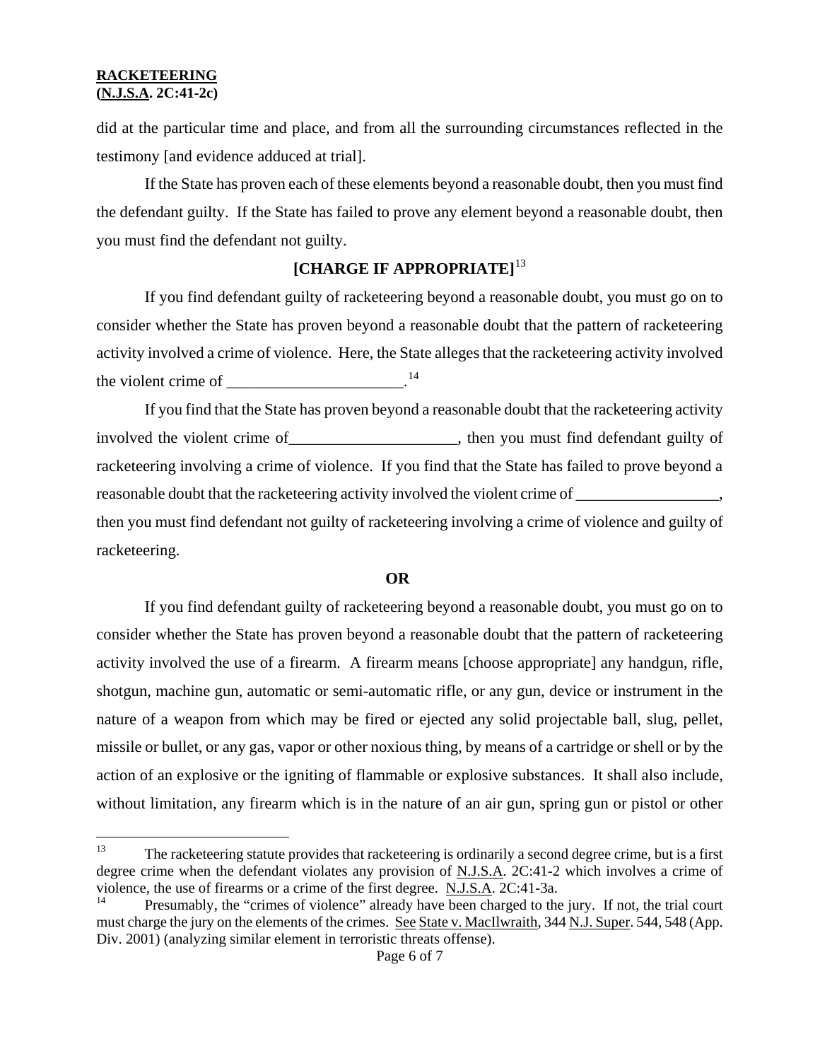did at the particular time and place, and from all the surrounding circumstances reflected in the testimony [and evidence adduced at trial].

If the State has proven each of these elements beyond a reasonable doubt, then you must find the defendant guilty. If the State has failed to prove any element beyond a reasonable doubt, then you must find the defendant not guilty.

**[CHARGE IF APPROPRIATE]**[13]

If you find defendant guilty of racketeering beyond a reasonable doubt, you must go on to consider whether the State has proven beyond a reasonable doubt that the pattern of racketeering activity involved a crime of violence. Here, the State alleges that the racketeering activity involved the violent crime of ______________________.[14]

If you find that the State has proven beyond a reasonable doubt that the racketeering activity involved the violent crime of_____________________, then you must find defendant guilty of racketeering involving a crime of violence. If you find that the State has failed to prove beyond a reasonable doubt that the racketeering activity involved the violent crime of __________________, then you must find defendant not guilty of racketeering involving a crime of violence and guilty of racketeering.

**OR**

If you find defendant guilty of racketeering beyond a reasonable doubt, you must go on to consider whether the State has proven beyond a reasonable doubt that the pattern of racketeering activity involved the use of a firearm. A firearm means [choose appropriate] any handgun, rifle, shotgun, machine gun, automatic or semi-automatic rifle, or any gun, device or instrument in the nature of a weapon from which may be fired or ejected any solid projectable ball, slug, pellet, missile or bullet, or any gas, vapor or other noxious thing, by means of a cartridge or shell or by the action of an explosive or the igniting of flammable or explosive substances. It shall also include, without limitation, any firearm which is in the nature of an air gun, spring gun or pistol or other

---

[13] The racketeering statute provides that racketeering is ordinarily a second degree crime, but is a first degree crime when the defendant violates any provision of N.J.S.A. 2C:41-2 which involves a crime of violence, the use of firearms or a crime of the first degree. N.J.S.A. 2C:41-3a.

[14] Presumably, the "crimes of violence" already have been charged to the jury. If not, the trial court must charge the jury on the elements of the crimes. See State v. MacIlwraith, 344 N.J. Super. 544, 548 (App. Div. 2001) (analyzing similar element in terroristic threats offense).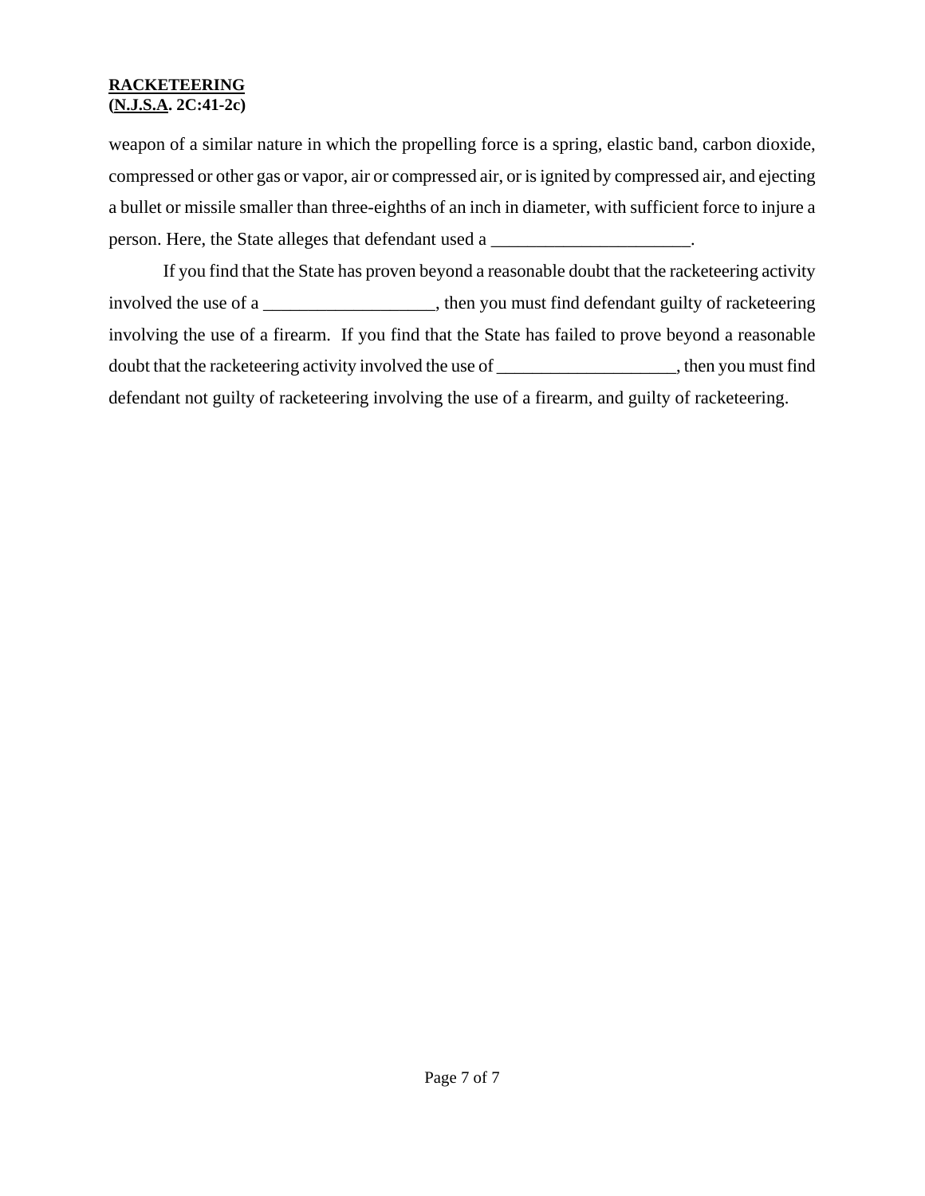weapon of a similar nature in which the propelling force is a spring, elastic band, carbon dioxide, compressed or other gas or vapor, air or compressed air, or is ignited by compressed air, and ejecting a bullet or missile smaller than three-eighths of an inch in diameter, with sufficient force to injure a person. Here, the State alleges that defendant used a ______________________.

If you find that the State has proven beyond a reasonable doubt that the racketeering activity involved the use of a ___________________, then you must find defendant guilty of racketeering involving the use of a firearm. If you find that the State has failed to prove beyond a reasonable doubt that the racketeering activity involved the use of ____________________, then you must find defendant not guilty of racketeering involving the use of a firearm, and guilty of racketeering.